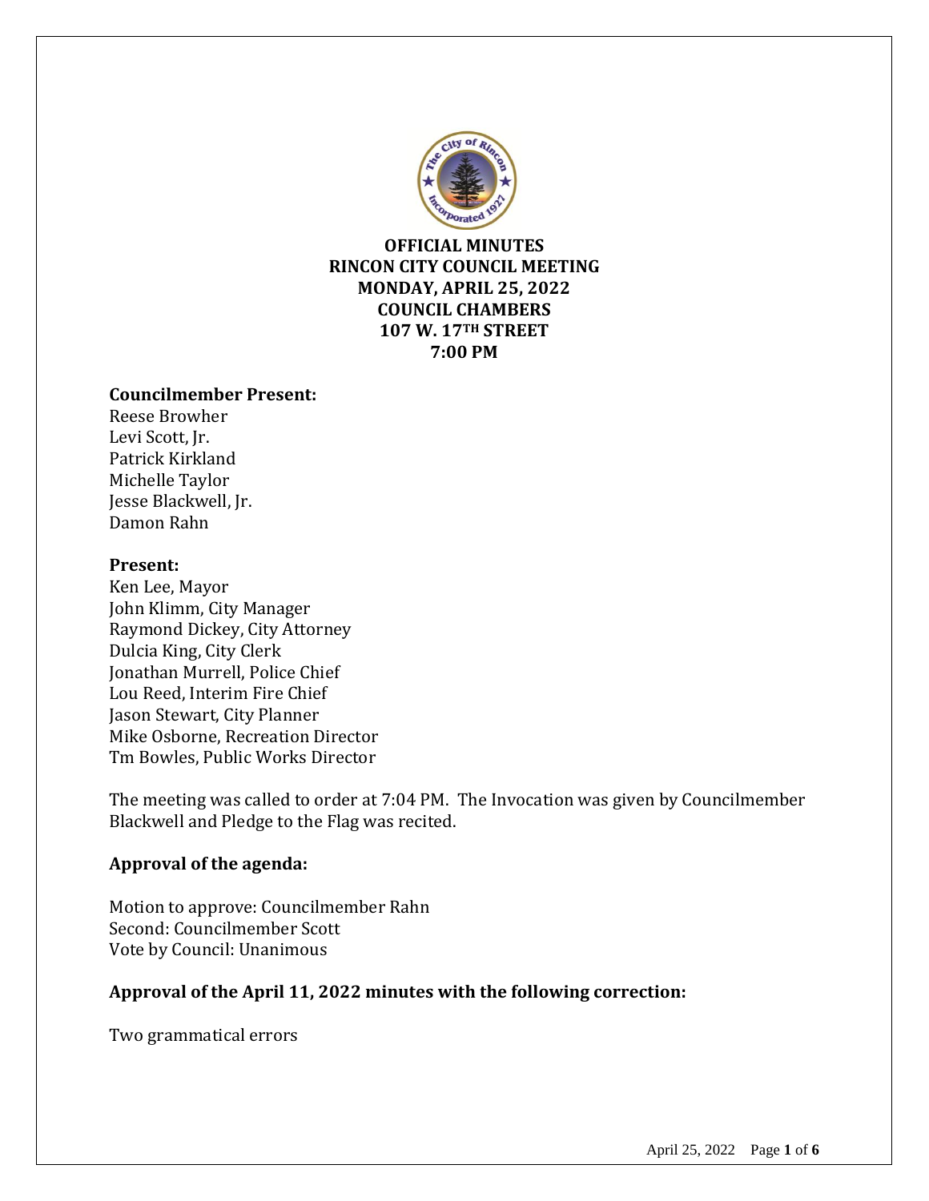**OFFICIAL MINUTES**
**RINCON CITY COUNCIL MEETING**
**MONDAY, APRIL 25, 2022**
**COUNCIL CHAMBERS**
**107 W. 17TH STREET**
**7:00 PM**

**Councilmember Present:**
Reese Browher
Levi Scott, Jr.
Patrick Kirkland
Michelle Taylor
Jesse Blackwell, Jr.
Damon Rahn

**Present:**
Ken Lee, Mayor
John Klimm, City Manager
Raymond Dickey, City Attorney
Dulcia King, City Clerk
Jonathan Murrell, Police Chief
Lou Reed, Interim Fire Chief
Jason Stewart, City Planner
Mike Osborne, Recreation Director
Tm Bowles, Public Works Director

The meeting was called to order at 7:04 PM. The Invocation was given by Councilmember Blackwell and Pledge to the Flag was recited.

### Approval of the agenda:

Motion to approve: Councilmember Rahn
Second: Councilmember Scott
Vote by Council: Unanimous

### Approval of the April 11, 2022 minutes with the following correction:

Two grammatical errors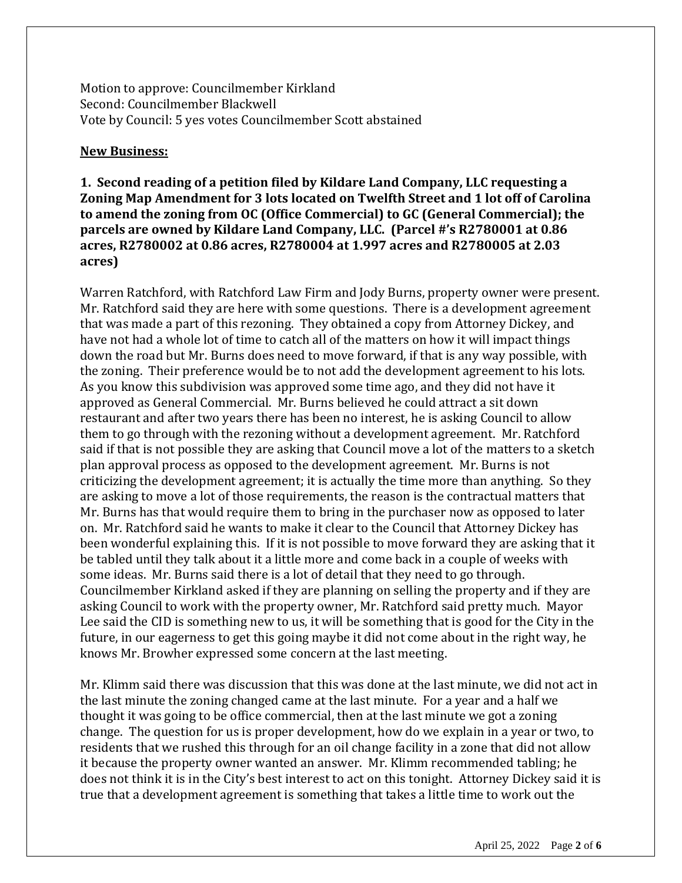Motion to approve: Councilmember Kirkland
Second: Councilmember Blackwell
Vote by Council: 5 yes votes Councilmember Scott abstained

**New Business:**

**1. Second reading of a petition filed by Kildare Land Company, LLC requesting a Zoning Map Amendment for 3 lots located on Twelfth Street and 1 lot off of Carolina to amend the zoning from OC (Office Commercial) to GC (General Commercial); the parcels are owned by Kildare Land Company, LLC. (Parcel #'s R2780001 at 0.86 acres, R2780002 at 0.86 acres, R2780004 at 1.997 acres and R2780005 at 2.03 acres)**

Warren Ratchford, with Ratchford Law Firm and Jody Burns, property owner were present. Mr. Ratchford said they are here with some questions. There is a development agreement that was made a part of this rezoning. They obtained a copy from Attorney Dickey, and have not had a whole lot of time to catch all of the matters on how it will impact things down the road but Mr. Burns does need to move forward, if that is any way possible, with the zoning. Their preference would be to not add the development agreement to his lots. As you know this subdivision was approved some time ago, and they did not have it approved as General Commercial. Mr. Burns believed he could attract a sit down restaurant and after two years there has been no interest, he is asking Council to allow them to go through with the rezoning without a development agreement. Mr. Ratchford said if that is not possible they are asking that Council move a lot of the matters to a sketch plan approval process as opposed to the development agreement. Mr. Burns is not criticizing the development agreement; it is actually the time more than anything. So they are asking to move a lot of those requirements, the reason is the contractual matters that Mr. Burns has that would require them to bring in the purchaser now as opposed to later on. Mr. Ratchford said he wants to make it clear to the Council that Attorney Dickey has been wonderful explaining this. If it is not possible to move forward they are asking that it be tabled until they talk about it a little more and come back in a couple of weeks with some ideas. Mr. Burns said there is a lot of detail that they need to go through. Councilmember Kirkland asked if they are planning on selling the property and if they are asking Council to work with the property owner, Mr. Ratchford said pretty much. Mayor Lee said the CID is something new to us, it will be something that is good for the City in the future, in our eagerness to get this going maybe it did not come about in the right way, he knows Mr. Browher expressed some concern at the last meeting.

Mr. Klimm said there was discussion that this was done at the last minute, we did not act in the last minute the zoning changed came at the last minute. For a year and a half we thought it was going to be office commercial, then at the last minute we got a zoning change. The question for us is proper development, how do we explain in a year or two, to residents that we rushed this through for an oil change facility in a zone that did not allow it because the property owner wanted an answer. Mr. Klimm recommended tabling; he does not think it is in the City's best interest to act on this tonight. Attorney Dickey said it is true that a development agreement is something that takes a little time to work out the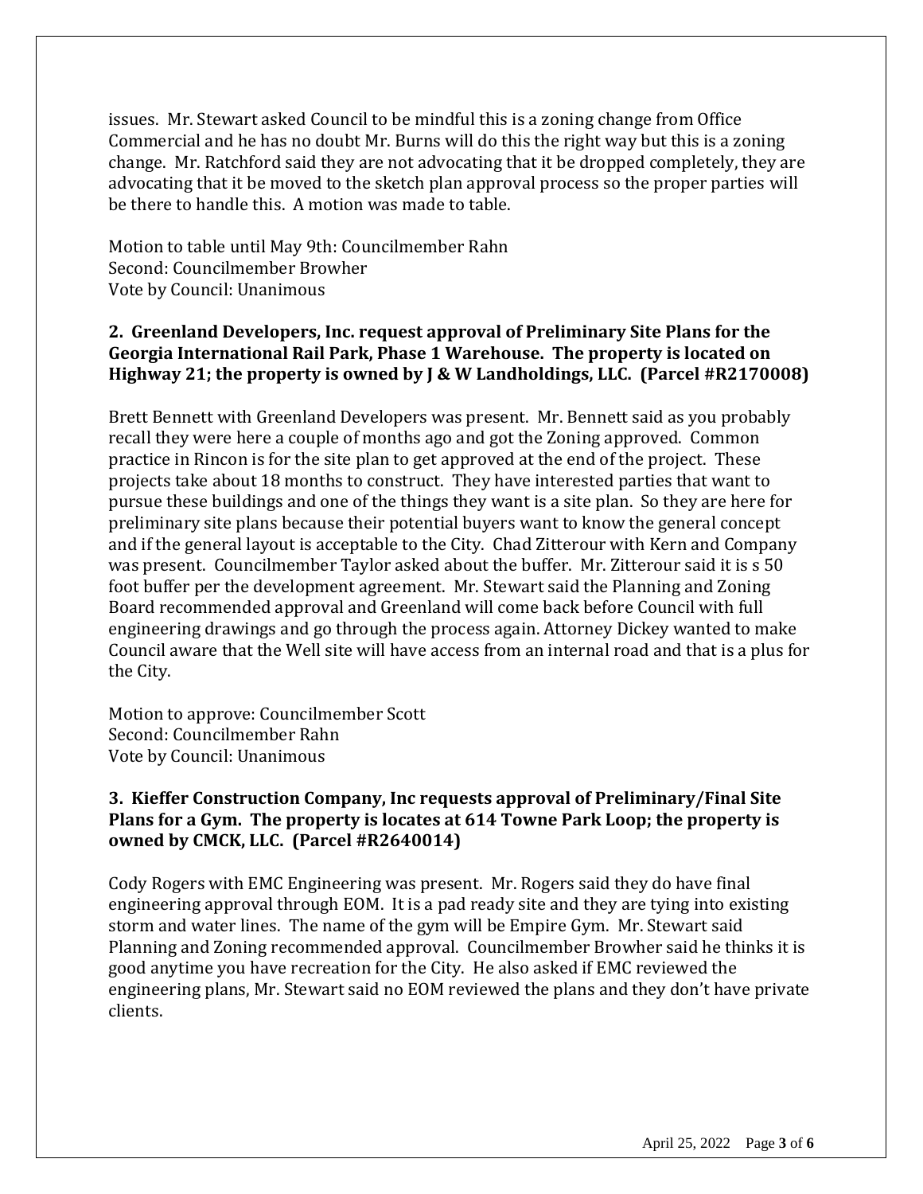issues. Mr. Stewart asked Council to be mindful this is a zoning change from Office Commercial and he has no doubt Mr. Burns will do this the right way but this is a zoning change. Mr. Ratchford said they are not advocating that it be dropped completely, they are advocating that it be moved to the sketch plan approval process so the proper parties will be there to handle this. A motion was made to table.

Motion to table until May 9th: Councilmember Rahn
Second: Councilmember Browher
Vote by Council: Unanimous

**2. Greenland Developers, Inc. request approval of Preliminary Site Plans for the Georgia International Rail Park, Phase 1 Warehouse. The property is located on Highway 21; the property is owned by J & W Landholdings, LLC. (Parcel #R2170008)**

Brett Bennett with Greenland Developers was present. Mr. Bennett said as you probably recall they were here a couple of months ago and got the Zoning approved. Common practice in Rincon is for the site plan to get approved at the end of the project. These projects take about 18 months to construct. They have interested parties that want to pursue these buildings and one of the things they want is a site plan. So they are here for preliminary site plans because their potential buyers want to know the general concept and if the general layout is acceptable to the City. Chad Zitterour with Kern and Company was present. Councilmember Taylor asked about the buffer. Mr. Zitterour said it is s 50 foot buffer per the development agreement. Mr. Stewart said the Planning and Zoning Board recommended approval and Greenland will come back before Council with full engineering drawings and go through the process again. Attorney Dickey wanted to make Council aware that the Well site will have access from an internal road and that is a plus for the City.

Motion to approve: Councilmember Scott
Second: Councilmember Rahn
Vote by Council: Unanimous

**3. Kieffer Construction Company, Inc requests approval of Preliminary/Final Site Plans for a Gym. The property is locates at 614 Towne Park Loop; the property is owned by CMCK, LLC. (Parcel #R2640014)**

Cody Rogers with EMC Engineering was present. Mr. Rogers said they do have final engineering approval through EOM. It is a pad ready site and they are tying into existing storm and water lines. The name of the gym will be Empire Gym. Mr. Stewart said Planning and Zoning recommended approval. Councilmember Browher said he thinks it is good anytime you have recreation for the City. He also asked if EMC reviewed the engineering plans, Mr. Stewart said no EOM reviewed the plans and they don't have private clients.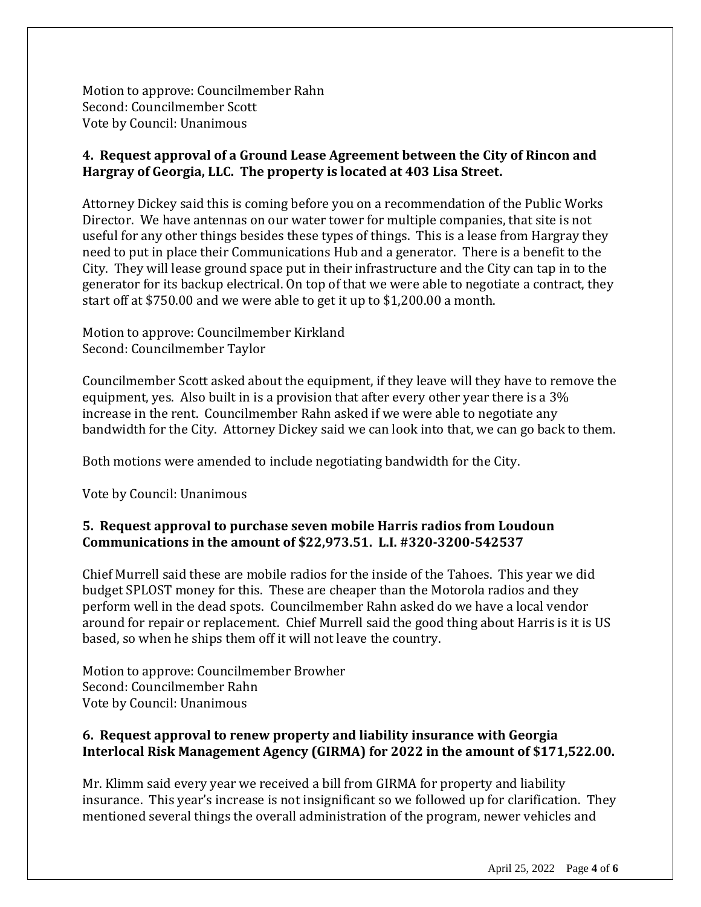Motion to approve: Councilmember Rahn
Second: Councilmember Scott
Vote by Council: Unanimous

**4. Request approval of a Ground Lease Agreement between the City of Rincon and Hargray of Georgia, LLC. The property is located at 403 Lisa Street.**

Attorney Dickey said this is coming before you on a recommendation of the Public Works Director. We have antennas on our water tower for multiple companies, that site is not useful for any other things besides these types of things. This is a lease from Hargray they need to put in place their Communications Hub and a generator. There is a benefit to the City. They will lease ground space put in their infrastructure and the City can tap in to the generator for its backup electrical. On top of that we were able to negotiate a contract, they start off at $750.00 and we were able to get it up to $1,200.00 a month.

Motion to approve: Councilmember Kirkland
Second: Councilmember Taylor

Councilmember Scott asked about the equipment, if they leave will they have to remove the equipment, yes. Also built in is a provision that after every other year there is a 3% increase in the rent. Councilmember Rahn asked if we were able to negotiate any bandwidth for the City. Attorney Dickey said we can look into that, we can go back to them.

Both motions were amended to include negotiating bandwidth for the City.

Vote by Council: Unanimous

**5. Request approval to purchase seven mobile Harris radios from Loudoun Communications in the amount of $22,973.51. L.I. #320-3200-542537**

Chief Murrell said these are mobile radios for the inside of the Tahoes. This year we did budget SPLOST money for this. These are cheaper than the Motorola radios and they perform well in the dead spots. Councilmember Rahn asked do we have a local vendor around for repair or replacement. Chief Murrell said the good thing about Harris is it is US based, so when he ships them off it will not leave the country.

Motion to approve: Councilmember Browher
Second: Councilmember Rahn
Vote by Council: Unanimous

**6. Request approval to renew property and liability insurance with Georgia Interlocal Risk Management Agency (GIRMA) for 2022 in the amount of $171,522.00.**

Mr. Klimm said every year we received a bill from GIRMA for property and liability insurance. This year's increase is not insignificant so we followed up for clarification. They mentioned several things the overall administration of the program, newer vehicles and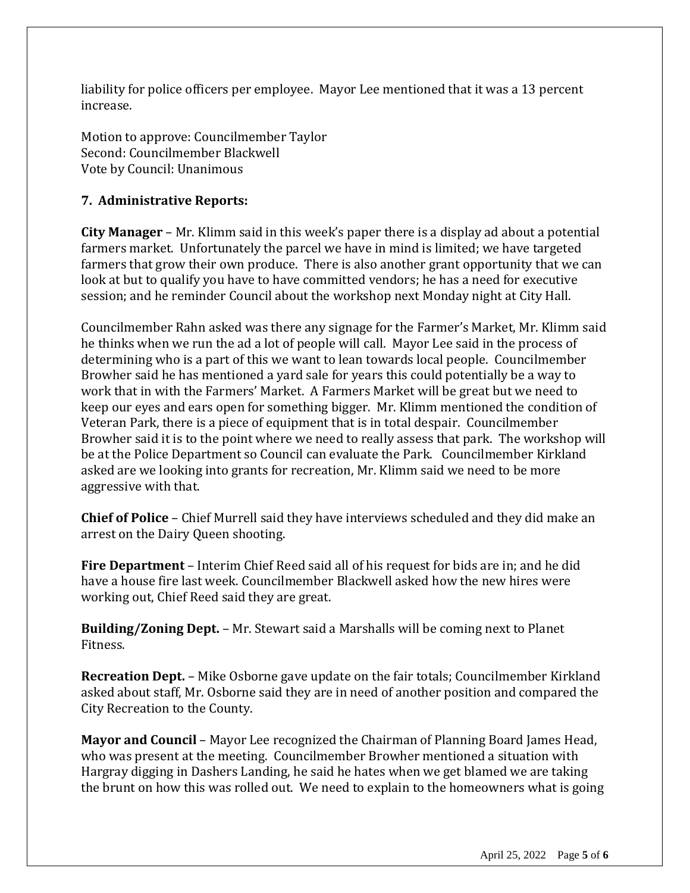liability for police officers per employee. Mayor Lee mentioned that it was a 13 percent increase.

Motion to approve: Councilmember Taylor
Second: Councilmember Blackwell
Vote by Council: Unanimous

**7. Administrative Reports:**

**City Manager** – Mr. Klimm said in this week's paper there is a display ad about a potential farmers market. Unfortunately the parcel we have in mind is limited; we have targeted farmers that grow their own produce. There is also another grant opportunity that we can look at but to qualify you have to have committed vendors; he has a need for executive session; and he reminder Council about the workshop next Monday night at City Hall.

Councilmember Rahn asked was there any signage for the Farmer's Market, Mr. Klimm said he thinks when we run the ad a lot of people will call. Mayor Lee said in the process of determining who is a part of this we want to lean towards local people. Councilmember Browher said he has mentioned a yard sale for years this could potentially be a way to work that in with the Farmers' Market. A Farmers Market will be great but we need to keep our eyes and ears open for something bigger. Mr. Klimm mentioned the condition of Veteran Park, there is a piece of equipment that is in total despair. Councilmember Browher said it is to the point where we need to really assess that park. The workshop will be at the Police Department so Council can evaluate the Park. Councilmember Kirkland asked are we looking into grants for recreation, Mr. Klimm said we need to be more aggressive with that.

**Chief of Police** – Chief Murrell said they have interviews scheduled and they did make an arrest on the Dairy Queen shooting.

**Fire Department** – Interim Chief Reed said all of his request for bids are in; and he did have a house fire last week. Councilmember Blackwell asked how the new hires were working out, Chief Reed said they are great.

**Building/Zoning Dept.** – Mr. Stewart said a Marshalls will be coming next to Planet Fitness.

**Recreation Dept.** – Mike Osborne gave update on the fair totals; Councilmember Kirkland asked about staff, Mr. Osborne said they are in need of another position and compared the City Recreation to the County.

**Mayor and Council** – Mayor Lee recognized the Chairman of Planning Board James Head, who was present at the meeting. Councilmember Browher mentioned a situation with Hargray digging in Dashers Landing, he said he hates when we get blamed we are taking the brunt on how this was rolled out. We need to explain to the homeowners what is going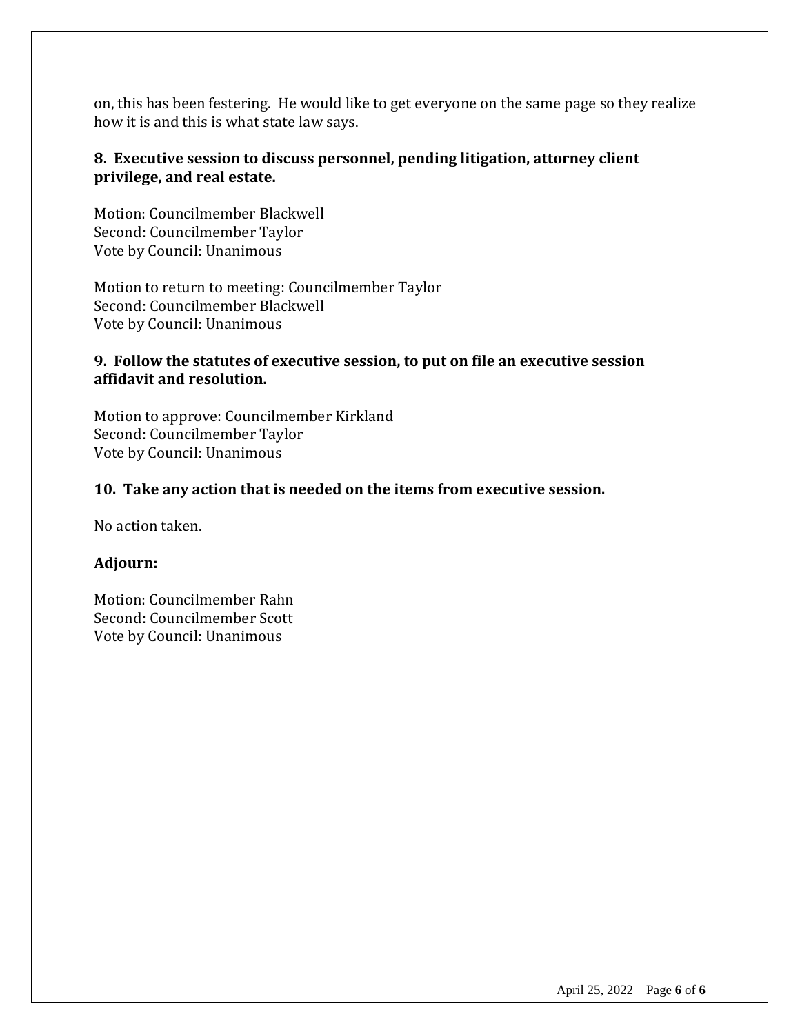on, this has been festering. He would like to get everyone on the same page so they realize how it is and this is what state law says.

### 8. Executive session to discuss personnel, pending litigation, attorney client privilege, and real estate.

Motion: Councilmember Blackwell
Second: Councilmember Taylor
Vote by Council: Unanimous

Motion to return to meeting: Councilmember Taylor
Second: Councilmember Blackwell
Vote by Council: Unanimous

### 9. Follow the statutes of executive session, to put on file an executive session affidavit and resolution.

Motion to approve: Councilmember Kirkland
Second: Councilmember Taylor
Vote by Council: Unanimous

### 10. Take any action that is needed on the items from executive session.

No action taken.

### Adjourn:

Motion: Councilmember Rahn
Second: Councilmember Scott
Vote by Council: Unanimous